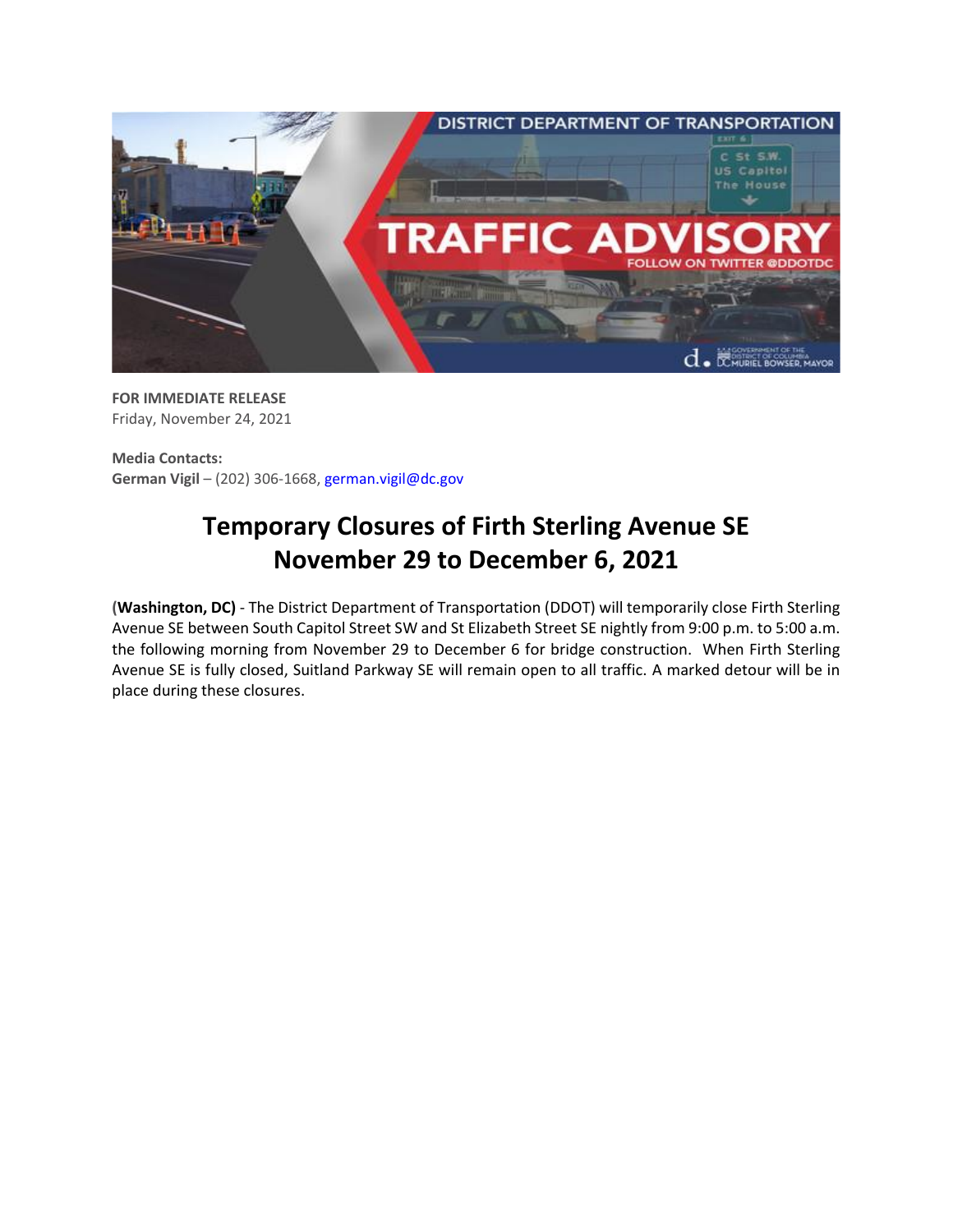**FOR IMMEDIATE RELEASE**
Friday, November 24, 2021

**Media Contacts:**
**German Vigil** – (202) 306-1668, german.vigil@dc.gov

# Temporary Closures of Firth Sterling Avenue SE November 29 to December 6, 2021

**(Washington, DC)** - The District Department of Transportation (DDOT) will temporarily close Firth Sterling Avenue SE between South Capitol Street SW and St Elizabeth Street SE nightly from 9:00 p.m. to 5:00 a.m. the following morning from November 29 to December 6 for bridge construction. When Firth Sterling Avenue SE is fully closed, Suitland Parkway SE will remain open to all traffic. A marked detour will be in place during these closures.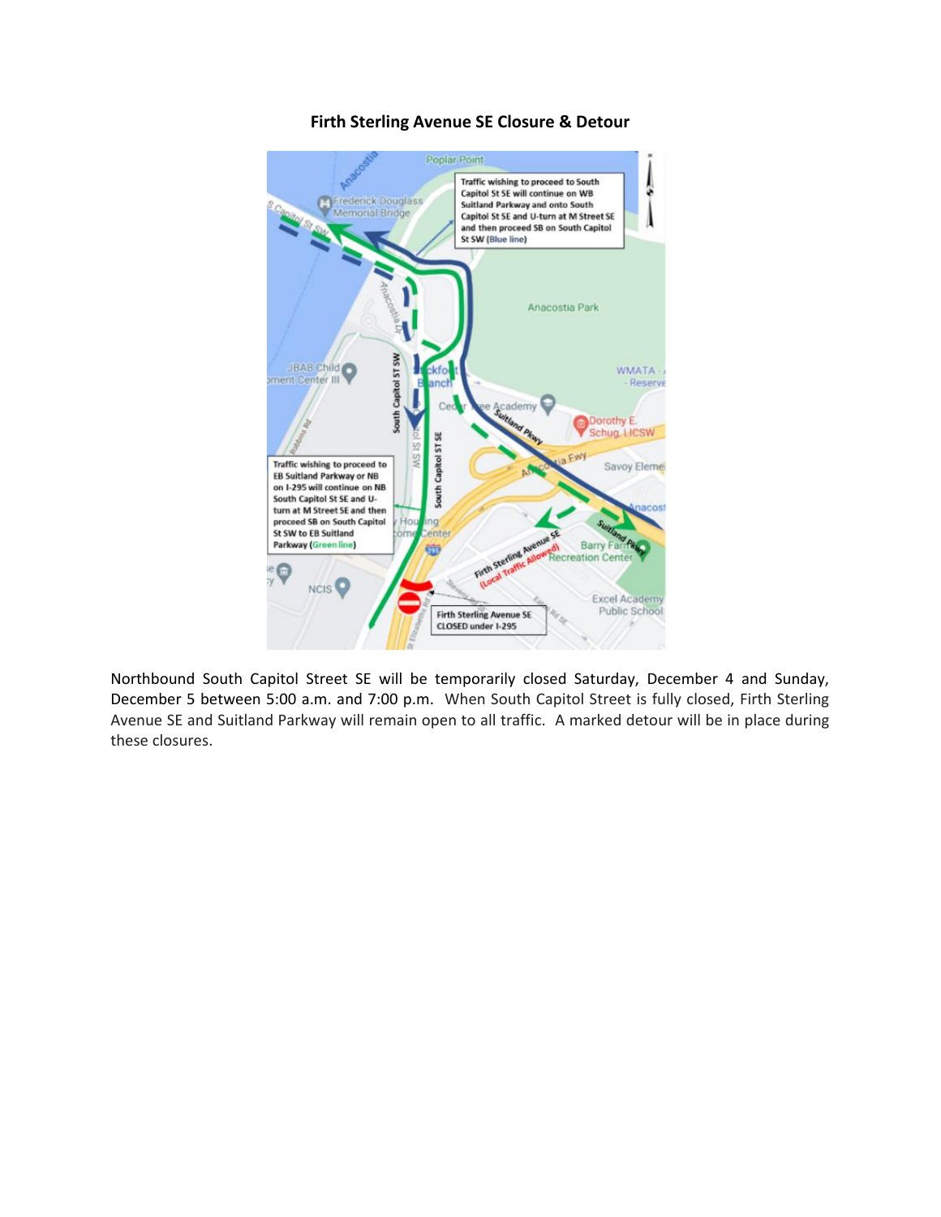**Firth Sterling Avenue SE Closure & Detour**

Northbound South Capitol Street SE will be temporarily closed Saturday, December 4 and Sunday, December 5 between 5:00 a.m. and 7:00 p.m. When South Capitol Street is fully closed, Firth Sterling Avenue SE and Suitland Parkway will remain open to all traffic. A marked detour will be in place during these closures.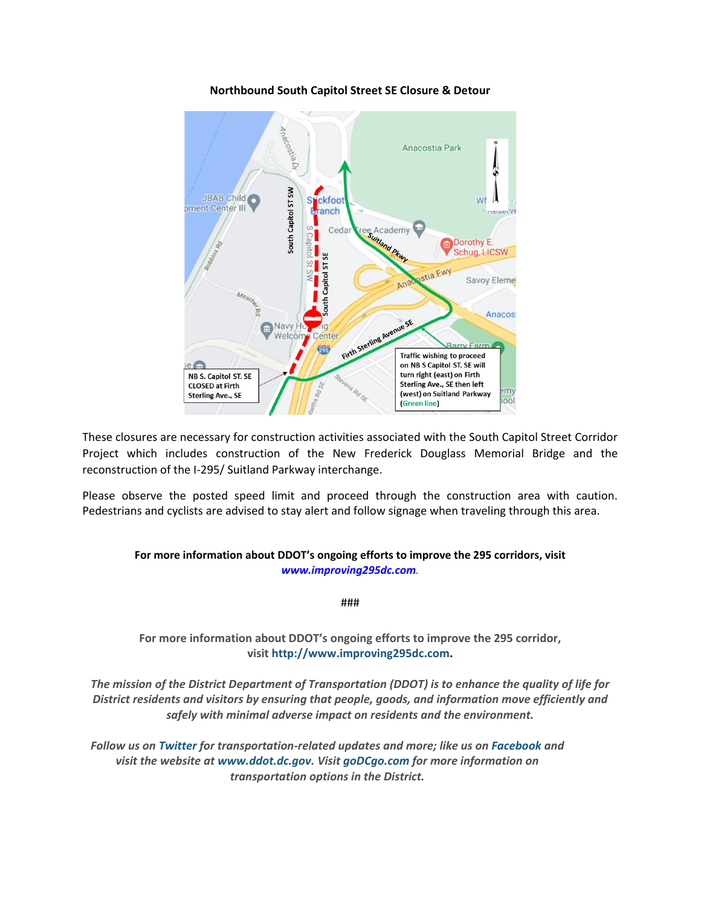**Northbound South Capitol Street SE Closure & Detour**

NB S. Capitol ST. SE CLOSED at Firth Sterling Ave., SE

Traffic wishing to proceed on NB S Capitol ST. SE will turn right (east) on Firth Sterling Ave., SE then left (west) on Suitland Parkway (Green line)

These closures are necessary for construction activities associated with the South Capitol Street Corridor Project which includes construction of the New Frederick Douglass Memorial Bridge and the reconstruction of the I-295/ Suitland Parkway interchange.

Please observe the posted speed limit and proceed through the construction area with caution. Pedestrians and cyclists are advised to stay alert and follow signage when traveling through this area.

**For more information about DDOT's ongoing efforts to improve the 295 corridors, visit *www.improving295dc.com*.**

###

**For more information about DDOT's ongoing efforts to improve the 295 corridor, visit http://www.improving295dc.com.**

***The mission of the District Department of Transportation (DDOT) is to enhance the quality of life for District residents and visitors by ensuring that people, goods, and information move efficiently and safely with minimal adverse impact on residents and the environment.***

***Follow us on Twitter for transportation-related updates and more; like us on Facebook and visit the website at www.ddot.dc.gov. Visit goDCgo.com for more information on transportation options in the District.***